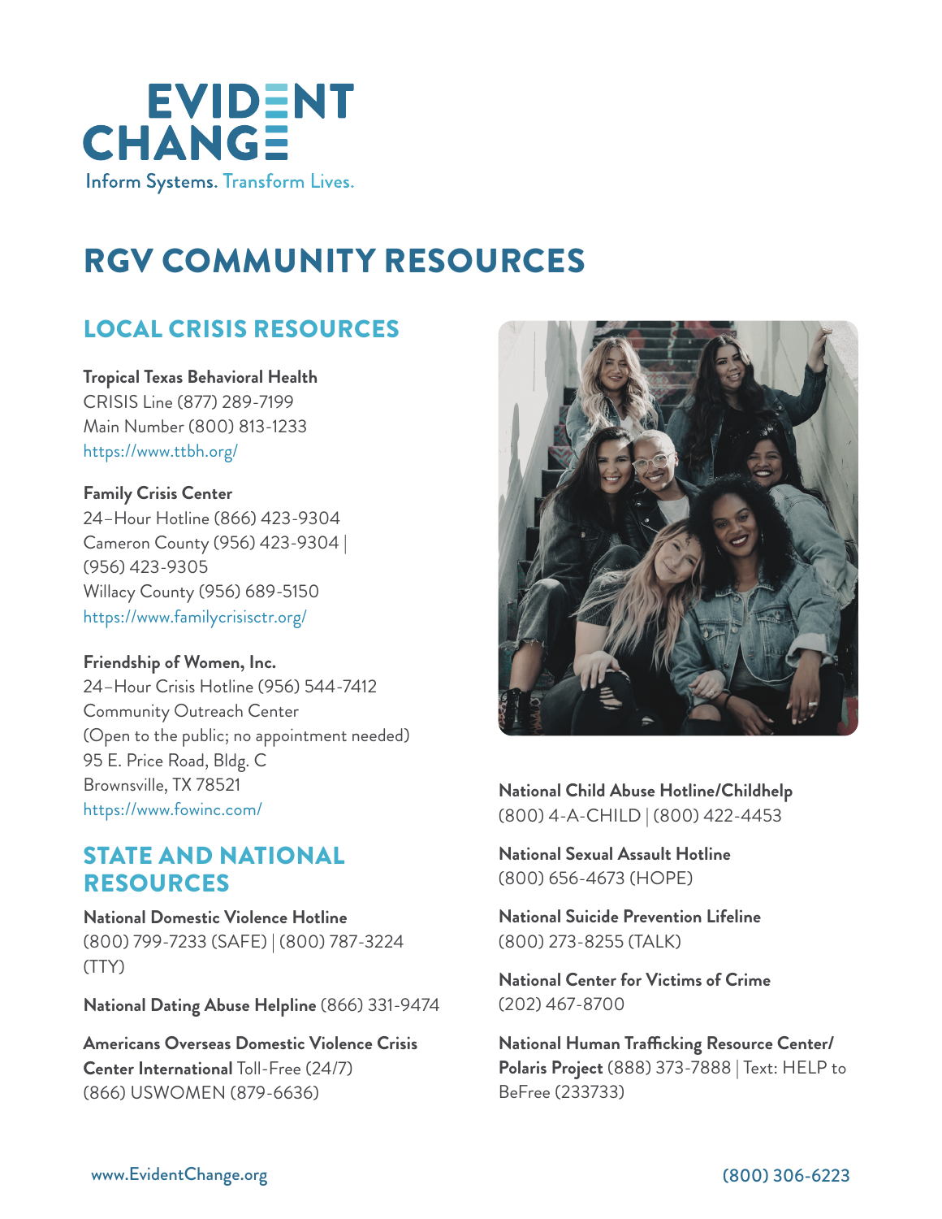EVIDENT CHANGE

Inform Systems. Transform Lives.

# RGV COMMUNITY RESOURCES

## LOCAL CRISIS RESOURCES

**Tropical Texas Behavioral Health**
CRISIS Line (877) 289-7199
Main Number (800) 813-1233
https://www.ttbh.org/

**Family Crisis Center**
24–Hour Hotline (866) 423-9304
Cameron County (956) 423-9304 | (956) 423-9305
Willacy County (956) 689-5150
https://www.familycrisisctr.org/

**Friendship of Women, Inc.**
24–Hour Crisis Hotline (956) 544-7412
Community Outreach Center
(Open to the public; no appointment needed)
95 E. Price Road, Bldg. C
Brownsville, TX 78521
https://www.fowinc.com/

## STATE AND NATIONAL RESOURCES

**National Domestic Violence Hotline**
(800) 799-7233 (SAFE) | (800) 787-3224 (TTY)

**National Dating Abuse Helpline** (866) 331-9474

**Americans Overseas Domestic Violence Crisis Center International** Toll-Free (24/7)
(866) USWOMEN (879-6636)

**National Child Abuse Hotline/Childhelp**
(800) 4-A-CHILD | (800) 422-4453

**National Sexual Assault Hotline**
(800) 656-4673 (HOPE)

**National Suicide Prevention Lifeline**
(800) 273-8255 (TALK)

**National Center for Victims of Crime**
(202) 467-8700

**National Human Trafficking Resource Center/ Polaris Project** (888) 373-7888 | Text: HELP to BeFree (233733)

www.EvidentChange.org

(800) 306-6223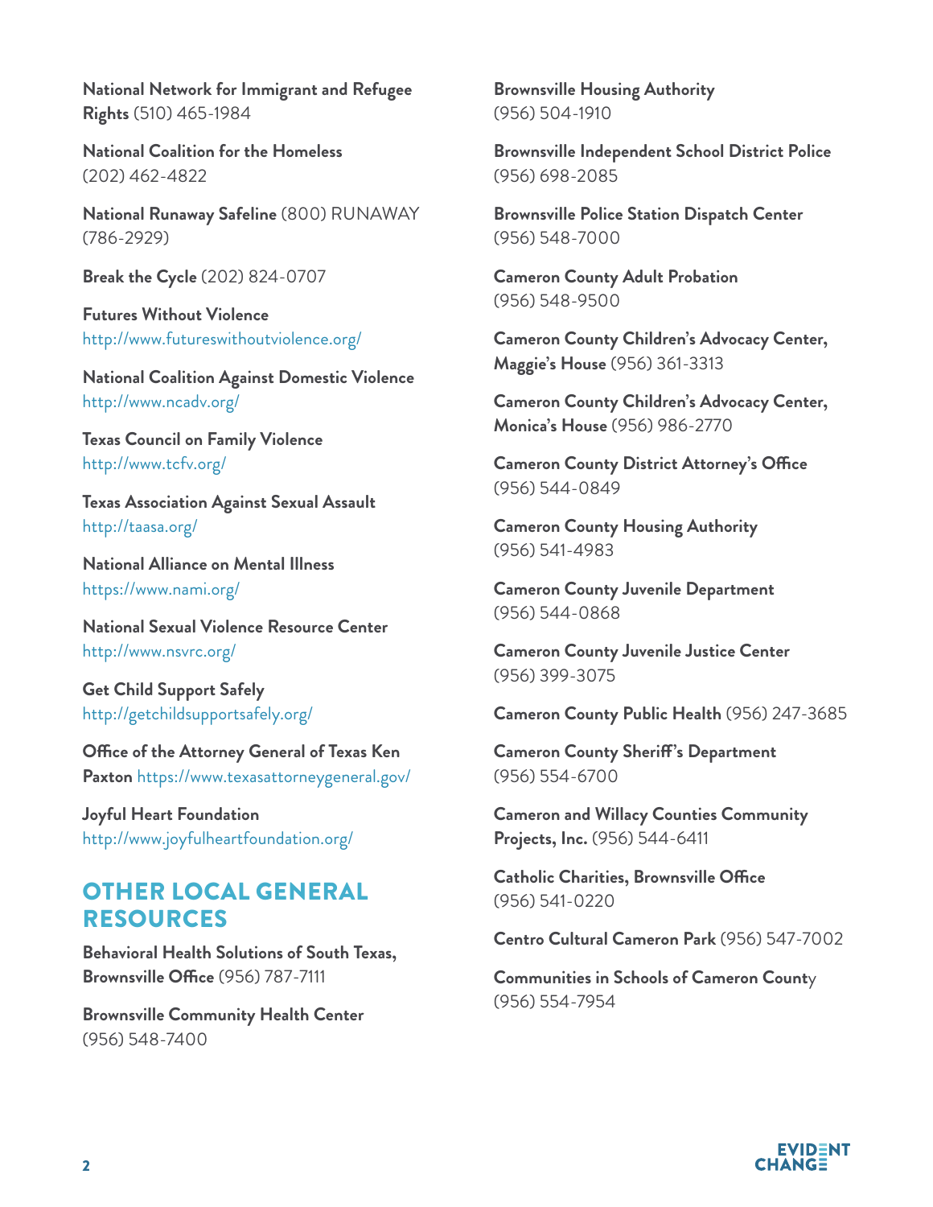**National Network for Immigrant and Refugee Rights** (510) 465-1984

**National Coalition for the Homeless** (202) 462-4822

**National Runaway Safeline** (800) RUNAWAY (786-2929)

**Break the Cycle** (202) 824-0707

**Futures Without Violence** http://www.futureswithoutviolence.org/

**National Coalition Against Domestic Violence** http://www.ncadv.org/

**Texas Council on Family Violence** http://www.tcfv.org/

**Texas Association Against Sexual Assault** http://taasa.org/

**National Alliance on Mental Illness** https://www.nami.org/

**National Sexual Violence Resource Center** http://www.nsvrc.org/

**Get Child Support Safely** http://getchildsupportsafely.org/

**Office of the Attorney General of Texas Ken Paxton** https://www.texasattorneygeneral.gov/

**Joyful Heart Foundation** http://www.joyfulheartfoundation.org/

## OTHER LOCAL GENERAL RESOURCES

**Behavioral Health Solutions of South Texas, Brownsville Office** (956) 787-7111

**Brownsville Community Health Center** (956) 548-7400

**Brownsville Housing Authority** (956) 504-1910

**Brownsville Independent School District Police** (956) 698-2085

**Brownsville Police Station Dispatch Center** (956) 548-7000

**Cameron County Adult Probation** (956) 548-9500

**Cameron County Children's Advocacy Center, Maggie's House** (956) 361-3313

**Cameron County Children's Advocacy Center, Monica's House** (956) 986-2770

**Cameron County District Attorney's Office** (956) 544-0849

**Cameron County Housing Authority** (956) 541-4983

**Cameron County Juvenile Department** (956) 544-0868

**Cameron County Juvenile Justice Center** (956) 399-3075

**Cameron County Public Health** (956) 247-3685

**Cameron County Sheriff's Department** (956) 554-6700

**Cameron and Willacy Counties Community Projects, Inc.** (956) 544-6411

**Catholic Charities, Brownsville Office** (956) 541-0220

**Centro Cultural Cameron Park** (956) 547-7002

**Communities in Schools of Cameron County** (956) 554-7954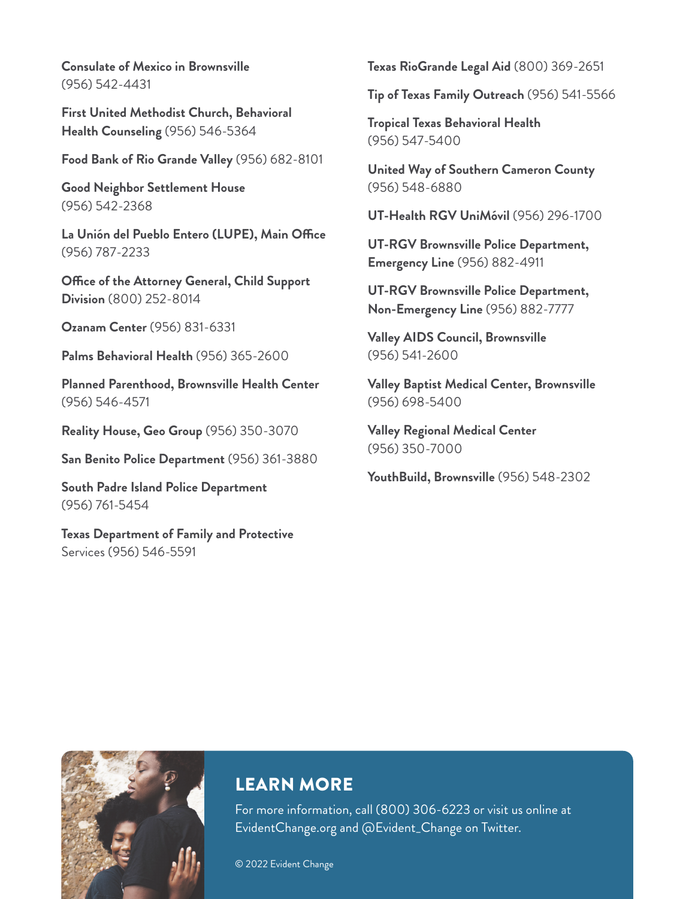**Consulate of Mexico in Brownsville** (956) 542-4431

**First United Methodist Church, Behavioral Health Counseling** (956) 546-5364

**Food Bank of Rio Grande Valley** (956) 682-8101

**Good Neighbor Settlement House** (956) 542-2368

**La Unión del Pueblo Entero (LUPE), Main Office** (956) 787-2233

**Office of the Attorney General, Child Support Division** (800) 252-8014

**Ozanam Center** (956) 831-6331

**Palms Behavioral Health** (956) 365-2600

**Planned Parenthood, Brownsville Health Center** (956) 546-4571

**Reality House, Geo Group** (956) 350-3070

**San Benito Police Department** (956) 361-3880

**South Padre Island Police Department** (956) 761-5454

**Texas Department of Family and Protective** Services (956) 546-5591

**Texas RioGrande Legal Aid** (800) 369-2651

**Tip of Texas Family Outreach** (956) 541-5566

**Tropical Texas Behavioral Health** (956) 547-5400

**United Way of Southern Cameron County** (956) 548-6880

**UT-Health RGV UniMóvil** (956) 296-1700

**UT-RGV Brownsville Police Department, Emergency Line** (956) 882-4911

**UT-RGV Brownsville Police Department, Non-Emergency Line** (956) 882-7777

**Valley AIDS Council, Brownsville** (956) 541-2600

**Valley Baptist Medical Center, Brownsville** (956) 698-5400

**Valley Regional Medical Center** (956) 350-7000

**YouthBuild, Brownsville** (956) 548-2302

## LEARN MORE

For more information, call (800) 306-6223 or visit us online at EvidentChange.org and @Evident_Change on Twitter.

© 2022 Evident Change